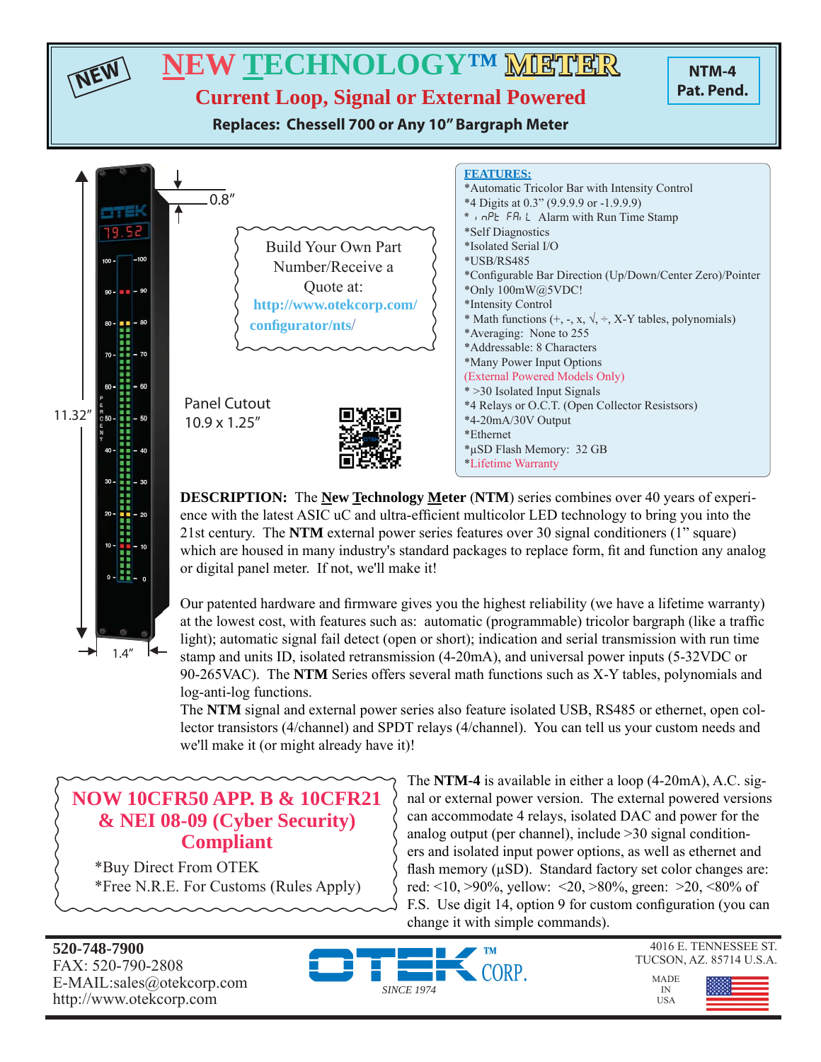NEW

# NEW TECHNOLOGY™ METER

## Current Loop, Signal or External Powered

**Replaces: Chessell 700 or Any 10" Bargraph Meter**

**NTM-4**
**Pat. Pend.**

0.8"

11.32"

1.4"

Build Your Own Part Number/Receive a Quote at:
http://www.otekcorp.com/configurator/nts/

Panel Cutout
10.9 x 1.25"

**FEATURES:**

*Automatic Tricolor Bar with Intensity Control
*4 Digits at 0.3" (9.9.9.9 or -1.9.9.9)
* InPt FAIL Alarm with Run Time Stamp
*Self Diagnostics
*Isolated Serial I/O
*USB/RS485
*Configurable Bar Direction (Up/Down/Center Zero)/Pointer
*Only 100mW@5VDC!
*Intensity Control
* Math functions (+, -, x, √, ÷, X-Y tables, polynomials)
*Averaging: None to 255
*Addressable: 8 Characters
*Many Power Input Options
(External Powered Models Only)
* >30 Isolated Input Signals
*4 Relays or O.C.T. (Open Collector Resistsors)
*4-20mA/30V Output
*Ethernet
*µSD Flash Memory: 32 GB
*Lifetime Warranty

**DESCRIPTION:** The **New Technology Meter** (**NTM**) series combines over 40 years of experience with the latest ASIC uC and ultra-efficient multicolor LED technology to bring you into the 21st century. The **NTM** external power series features over 30 signal conditioners (1" square) which are housed in many industry's standard packages to replace form, fit and function any analog or digital panel meter. If not, we'll make it!

Our patented hardware and firmware gives you the highest reliability (we have a lifetime warranty) at the lowest cost, with features such as: automatic (programmable) tricolor bargraph (like a traffic light); automatic signal fail detect (open or short); indication and serial transmission with run time stamp and units ID, isolated retransmission (4-20mA), and universal power inputs (5-32VDC or 90-265VAC). The **NTM** Series offers several math functions such as X-Y tables, polynomials and log-anti-log functions.

The **NTM** signal and external power series also feature isolated USB, RS485 or ethernet, open collector transistors (4/channel) and SPDT relays (4/channel). You can tell us your custom needs and we'll make it (or might already have it)!

**NOW 10CFR50 APP. B & 10CFR21 & NEI 08-09 (Cyber Security) Compliant**

*Buy Direct From OTEK
*Free N.R.E. For Customs (Rules Apply)

The **NTM-4** is available in either a loop (4-20mA), A.C. signal or external power version. The external powered versions can accommodate 4 relays, isolated DAC and power for the analog output (per channel), include >30 signal conditioners and isolated input power options, as well as ethernet and flash memory (µSD). Standard factory set color changes are: red: <10, >90%, yellow: <20, >80%, green: >20, <80% of F.S. Use digit 14, option 9 for custom configuration (you can change it with simple commands).

**520-748-7900**
FAX: 520-790-2808
E-MAIL:sales@otekcorp.com
http://www.otekcorp.com

OTEK™ CORP. SINCE 1974

4016 E. TENNESSEE ST.
TUCSON, AZ. 85714 U.S.A.

MADE IN USA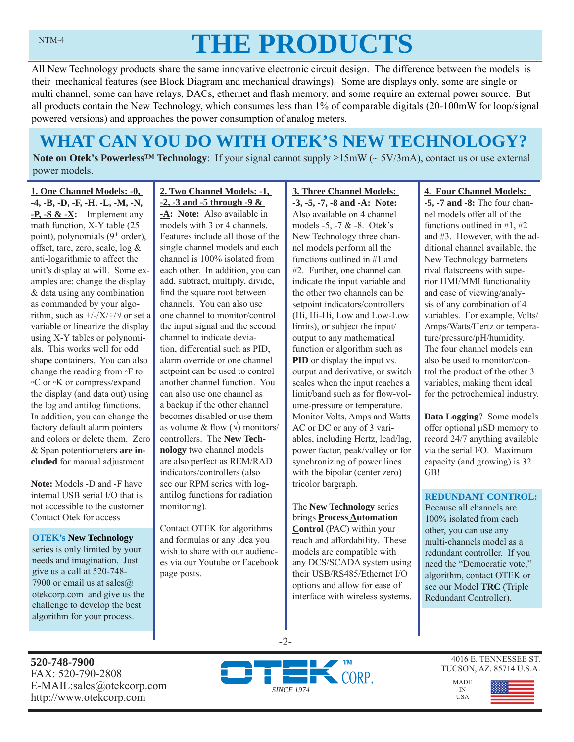# THE PRODUCTS

All New Technology products share the same innovative electronic circuit design. The difference between the models is their mechanical features (see Block Diagram and mechanical drawings). Some are displays only, some are single or multi channel, some can have relays, DACs, ethernet and flash memory, and some require an external power source. But all products contain the New Technology, which consumes less than 1% of comparable digitals (20-100mW for loop/signal powered versions) and approaches the power consumption of analog meters.

## WHAT CAN YOU DO WITH OTEK'S NEW TECHNOLOGY?

**Note on Otek's Powerless™ Technology**: If your signal cannot supply ≥15mW (~ 5V/3mA), contact us or use external power models.

**1. One Channel Models: -0, -4, -B, -D, -F, -H, -L, -M, -N, -P, -S & -X:** Implement any math function, X-Y table (25 point), polynomials (9th order), offset, tare, zero, scale, log & anti-logarithmic to affect the unit's display at will. Some examples are: change the display & data using any combination as commanded by your algorithm, such as +/-/X/÷/√ or set a variable or linearize the display using X-Y tables or polynomials. This works well for odd shape containers. You can also change the reading from ◦F to ◦C or ◦K or compress/expand the display (and data out) using the log and antilog functions. In addition, you can change the factory default alarm pointers and colors or delete them. Zero & Span potentiometers **are included** for manual adjustment.

**Note:** Models -D and -F have internal USB serial I/O that is not accessible to the customer. Contact Otek for access

**OTEK's New Technology** series is only limited by your needs and imagination. Just give us a call at 520-748-7900 or email us at sales@otekcorp.com and give us the challenge to develop the best algorithm for your process.

**2. Two Channel Models: -1, -2, -3 and -5 through -9 & -A: Note:** Also available in models with 3 or 4 channels. Features include all those of the single channel models and each channel is 100% isolated from each other. In addition, you can add, subtract, multiply, divide, find the square root between channels. You can also use one channel to monitor/control the input signal and the second channel to indicate deviation, differential such as PID, alarm override or one channel setpoint can be used to control another channel function. You can also use one channel as a backup if the other channel becomes disabled or use them as volume & flow (√) monitors/controllers. The **New Technology** two channel models are also perfect as REM/RAD indicators/controllers (also see our RPM series with log-antilog functions for radiation monitoring).

Contact OTEK for algorithms and formulas or any idea you wish to share with our audiences via our Youtube or Facebook page posts.

**3. Three Channel Models: -3, -5, -7, -8 and -A: Note:** Also available on 4 channel models -5, -7 & -8. Otek's New Technology three channel models perform all the functions outlined in #1 and #2. Further, one channel can indicate the input variable and the other two channels can be setpoint indicators/controllers (Hi, Hi-Hi, Low and Low-Low limits), or subject the input/output to any mathematical function or algorithm such as **PID** or display the input vs. output and derivative, or switch scales when the input reaches a limit/band such as for flow-volume-pressure or temperature. Monitor Volts, Amps and Watts AC or DC or any of 3 variables, including Hertz, lead/lag, power factor, peak/valley or for synchronizing of power lines with the bipolar (center zero) tricolor bargraph.

The **New Technology** series brings **Process Automation Control** (PAC) within your reach and affordability. These models are compatible with any DCS/SCADA system using their USB/RS485/Ethernet I/O options and allow for ease of interface with wireless systems.

**4. Four Channel Models: -5, -7 and -8:** The four channel models offer all of the functions outlined in #1, #2 and #3. However, with the additional channel available, the New Technology barmeters rival flatscreens with superior HMI/MMI functionality and ease of viewing/analysis of any combination of 4 variables. For example, Volts/Amps/Watts/Hertz or temperature/pressure/pH/humidity. The four channel models can also be used to monitor/control the product of the other 3 variables, making them ideal for the petrochemical industry.

**Data Logging**? Some models offer optional µSD memory to record 24/7 anything available via the serial I/O. Maximum capacity (and growing) is 32 GB!

**REDUNDANT CONTROL:** Because all channels are 100% isolated from each other, you can use any multi-channels model as a redundant controller. If you need the "Democratic vote," algorithm, contact OTEK or see our Model **TRC** (Triple Redundant Controller).

**520-748-7900**
FAX: 520-790-2808
E-MAIL:sales@otekcorp.com
http://www.otekcorp.com

OTEK™ CORP. SINCE 1974

4016 E. TENNESSEE ST.
TUCSON, AZ. 85714 U.S.A.

MADE IN USA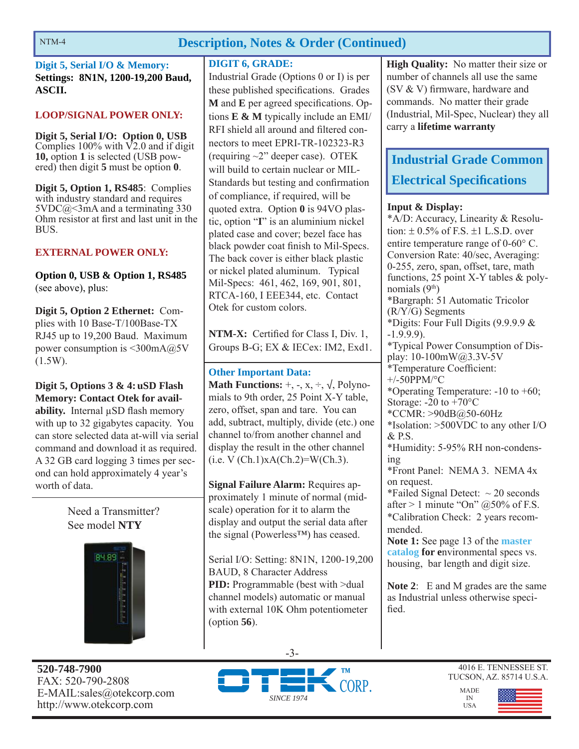## Description, Notes & Order (Continued)

**Digit 5, Serial I/O & Memory:**
**Settings: 8N1N, 1200-19,200 Baud, ASCII.**

**LOOP/SIGNAL POWER ONLY:**

**Digit 5, Serial I/O: Option 0, USB** Complies 100% with V2.0 and if digit **10,** option **1** is selected (USB powered) then digit **5** must be option **0**.

**Digit 5, Option 1, RS485**: Complies with industry standard and requires 5VDC@<3mA and a terminating 330 Ohm resistor at first and last unit in the BUS.

**EXTERNAL POWER ONLY:**

**Option 0, USB & Option 1, RS485** (see above), plus:

**Digit 5, Option 2 Ethernet:** Complies with 10 Base-T/100Base-TX RJ45 up to 19,200 Baud. Maximum power consumption is <300mA@5V (1.5W).

**Digit 5, Options 3 & 4: uSD Flash Memory: Contact Otek for availability.** Internal µSD flash memory with up to 32 gigabytes capacity. You can store selected data at-will via serial command and download it as required. A 32 GB card logging 3 times per second can hold approximately 4 year's worth of data.

Need a Transmitter?
See model **NTY**

**DIGIT 6, GRADE:**
Industrial Grade (Options 0 or I) is per these published specifications. Grades **M** and **E** per agreed specifications. Options **E & M** typically include an EMI/RFI shield all around and filtered connectors to meet EPRI-TR-102323-R3 (requiring ~2" deeper case). OTEK will build to certain nuclear or MIL-Standards but testing and confirmation of compliance, if required, will be quoted extra. Option **0** is 94VO plastic, option "**I**" is an aluminium nickel plated case and cover; bezel face has black powder coat finish to Mil-Specs. The back cover is either black plastic or nickel plated aluminum. Typical Mil-Specs: 461, 462, 169, 901, 801, RTCA-160, I EEE344, etc. Contact Otek for custom colors.

**NTM-X:** Certified for Class I, Div. 1, Groups B-G; EX & IECex: IM2, Exd1.

**Other Important Data:**
**Math Functions:** +, -, x, ÷, √, Polynomials to 9th order, 25 Point X-Y table, zero, offset, span and tare. You can add, subtract, multiply, divide (etc.) one channel to/from another channel and display the result in the other channel (i.e. V (Ch.1)xA(Ch.2)=W(Ch.3).

**Signal Failure Alarm:** Requires approximately 1 minute of normal (mid-scale) operation for it to alarm the display and output the serial data after the signal (Powerless™) has ceased.

Serial I/O: Setting: 8N1N, 1200-19,200 BAUD, 8 Character Address
**PID:** Programmable (best with >dual channel models) automatic or manual with external 10K Ohm potentiometer (option **56**).

**High Quality:** No matter their size or number of channels all use the same (SV & V) firmware, hardware and commands. No matter their grade (Industrial, Mil-Spec, Nuclear) they all carry a **lifetime warranty**

## Industrial Grade Common Electrical Specifications

**Input & Display:**
*A/D: Accuracy, Linearity & Resolution: ± 0.5% of F.S. ±1 L.S.D. over entire temperature range of 0-60° C. Conversion Rate: 40/sec, Averaging: 0-255, zero, span, offset, tare, math functions, 25 point X-Y tables & polynomials ($9^{th}$)
*Bargraph: 51 Automatic Tricolor (R/Y/G) Segments
*Digits: Four Full Digits (9.9.9.9 & -1.9.9.9).
*Typical Power Consumption of Display: 10-100mW@3.3V-5V
*Temperature Coefficient: +/-50PPM/°C
*Operating Temperature: -10 to +60; Storage: -20 to +70°C
*CCMR: >90dB@50-60Hz
*Isolation: >500VDC to any other I/O & P.S.
*Humidity: 5-95% RH non-condensing
*Front Panel: NEMA 3. NEMA 4x on request.
*Failed Signal Detect: ~ 20 seconds after > 1 minute "On" @50% of F.S.
*Calibration Check: 2 years recommended.
**Note 1:** See page 13 of the **master catalog for e**nvironmental specs vs. housing, bar length and digit size.

**Note 2**: E and M grades are the same as Industrial unless otherwise specified.

**520-748-7900**
FAX: 520-790-2808
E-MAIL:sales@otekcorp.com
http://www.otekcorp.com

OTEK™ CORP. SINCE 1974

4016 E. TENNESSEE ST.
TUCSON, AZ. 85714 U.S.A.
MADE IN USA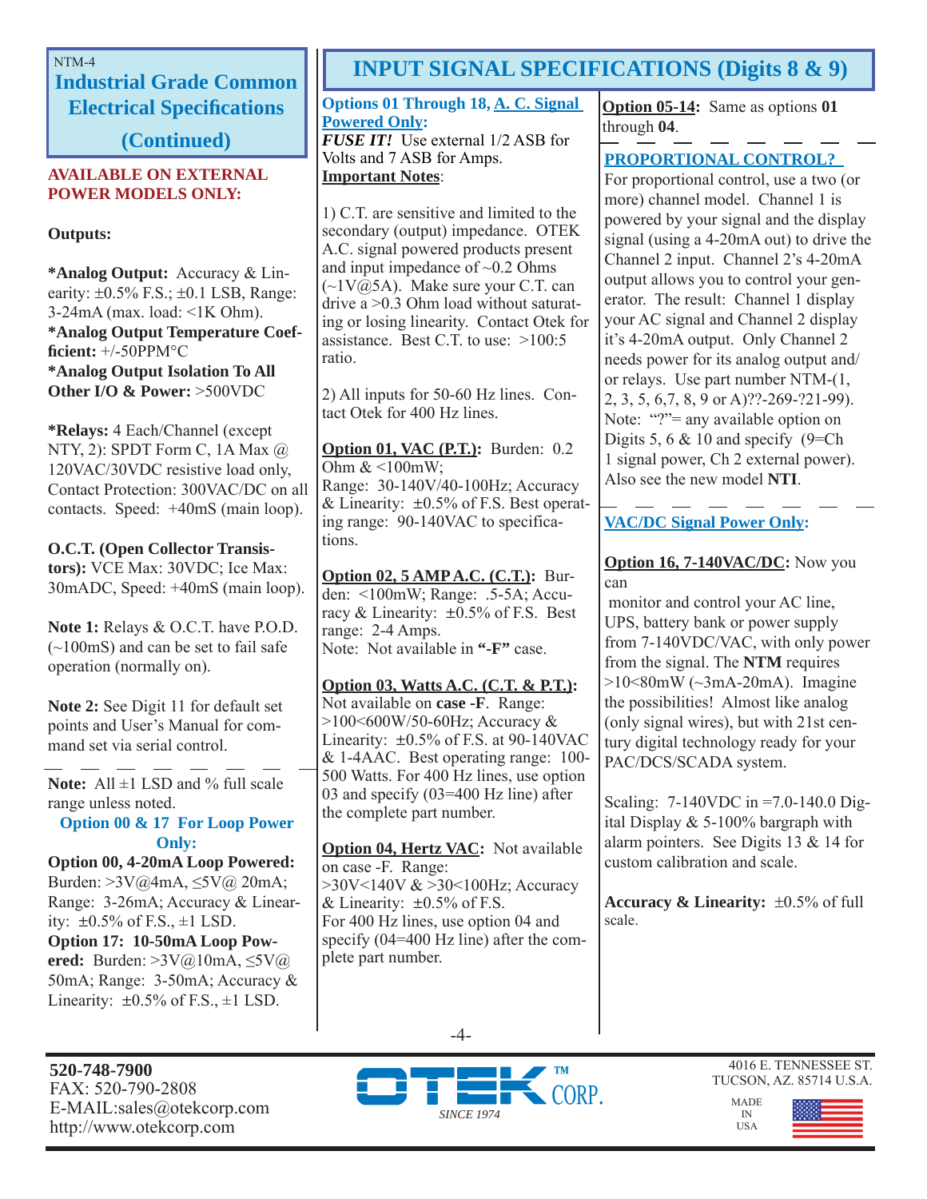NTM-4

## Industrial Grade Common Electrical Specifications (Continued)

**AVAILABLE ON EXTERNAL POWER MODELS ONLY:**

**Outputs:**

***Analog Output:** Accuracy & Linearity: ±0.5% F.S.; ±0.1 LSB, Range: 3-24mA (max. load: <1K Ohm).
***Analog Output Temperature Coefficient:** +/-50PPM°C
***Analog Output Isolation To All Other I/O & Power:** >500VDC

***Relays:** 4 Each/Channel (except NTY, 2): SPDT Form C, 1A Max @ 120VAC/30VDC resistive load only, Contact Protection: 300VAC/DC on all contacts. Speed: +40mS (main loop).

**O.C.T. (Open Collector Transistors):** VCE Max: 30VDC; Ice Max: 30mADC, Speed: +40mS (main loop).

**Note 1:** Relays & O.C.T. have P.O.D. (~100mS) and can be set to fail safe operation (normally on).

**Note 2:** See Digit 11 for default set points and User's Manual for command set via serial control.

---

**Note:** All ±1 LSD and % full scale range unless noted.

**Option 00 & 17 For Loop Power Only:**

**Option 00, 4-20mA Loop Powered:** Burden: >3V@4mA, ≤5V@ 20mA; Range: 3-26mA; Accuracy & Linearity: ±0.5% of F.S., ±1 LSD.
**Option 17: 10-50mA Loop Powered:** Burden: >3V@10mA, ≤5V@ 50mA; Range: 3-50mA; Accuracy & Linearity: ±0.5% of F.S., ±1 LSD.

## INPUT SIGNAL SPECIFICATIONS (Digits 8 & 9)

**Options 01 Through 18, A. C. Signal Powered Only:**
***FUSE IT!*** Use external 1/2 ASB for Volts and 7 ASB for Amps.
**Important Notes**:

1) C.T. are sensitive and limited to the secondary (output) impedance. OTEK A.C. signal powered products present and input impedance of ~0.2 Ohms (~1V@5A). Make sure your C.T. can drive a >0.3 Ohm load without saturating or losing linearity. Contact Otek for assistance. Best C.T. to use: >100:5 ratio.

2) All inputs for 50-60 Hz lines. Contact Otek for 400 Hz lines.

**Option 01, VAC (P.T.):** Burden: 0.2 Ohm & <100mW;
Range: 30-140V/40-100Hz; Accuracy & Linearity: ±0.5% of F.S. Best operating range: 90-140VAC to specifications.

**Option 02, 5 AMP A.C. (C.T.):** Burden: <100mW; Range: .5-5A; Accuracy & Linearity: ±0.5% of F.S. Best range: 2-4 Amps.
Note: Not available in **"-F"** case.

**Option 03, Watts A.C. (C.T. & P.T.):** Not available on **case -F**. Range: >100<600W/50-60Hz; Accuracy & Linearity: ±0.5% of F.S. at 90-140VAC & 1-4AAC. Best operating range: 100-500 Watts. For 400 Hz lines, use option 03 and specify (03=400 Hz line) after the complete part number.

**Option 04, Hertz VAC:** Not available on case -F. Range: >30V<140V & >30<100Hz; Accuracy & Linearity: ±0.5% of F.S.
For 400 Hz lines, use option 04 and specify (04=400 Hz line) after the complete part number.

**Option 05-14:** Same as options **01** through **04**.

---

**PROPORTIONAL CONTROL?**
For proportional control, use a two (or more) channel model. Channel 1 is powered by your signal and the display signal (using a 4-20mA out) to drive the Channel 2 input. Channel 2's 4-20mA output allows you to control your generator. The result: Channel 1 display your AC signal and Channel 2 display it's 4-20mA output. Only Channel 2 needs power for its analog output and/or relays. Use part number NTM-(1, 2, 3, 5, 6,7, 8, 9 or A)??-269-?21-99). Note: "?"= any available option on Digits 5, 6 & 10 and specify (9=Ch 1 signal power, Ch 2 external power). Also see the new model **NTI**.

---

**VAC/DC Signal Power Only:**

**Option 16, 7-140VAC/DC:** Now you can monitor and control your AC line, UPS, battery bank or power supply from 7-140VDC/VAC, with only power from the signal. The **NTM** requires >10<80mW (~3mA-20mA). Imagine the possibilities! Almost like analog (only signal wires), but with 21st century digital technology ready for your PAC/DCS/SCADA system.

Scaling: 7-140VDC in =7.0-140.0 Digital Display & 5-100% bargraph with alarm pointers. See Digits 13 & 14 for custom calibration and scale.

**Accuracy & Linearity:** ±0.5% of full scale.

---

**520-748-7900**
FAX: 520-790-2808
E-MAIL:sales@otekcorp.com
http://www.otekcorp.com

OTEK™ CORP. SINCE 1974

4016 E. TENNESSEE ST.
TUCSON, AZ. 85714 U.S.A.
MADE IN USA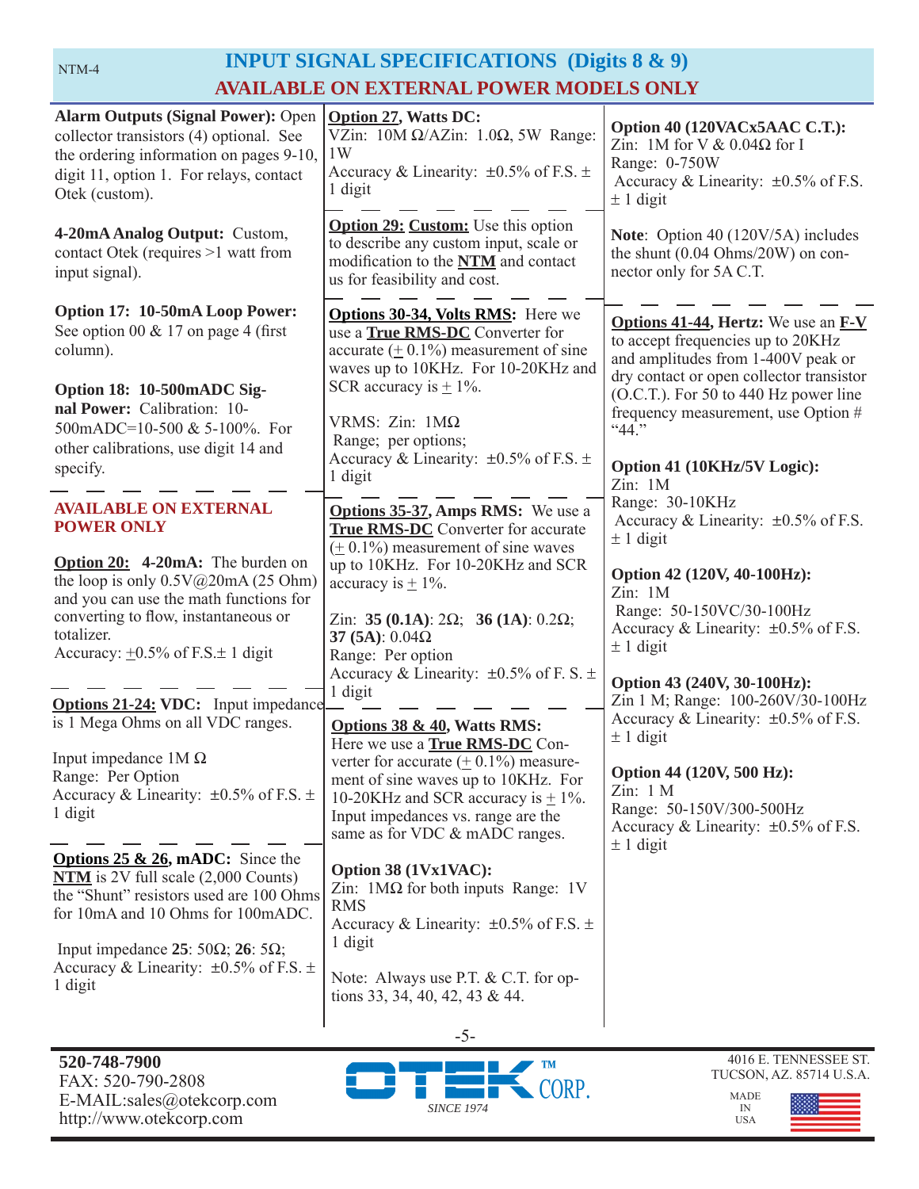# INPUT SIGNAL SPECIFICATIONS (Digits 8 & 9)

## AVAILABLE ON EXTERNAL POWER MODELS ONLY

**Alarm Outputs (Signal Power):** Open collector transistors (4) optional. See the ordering information on pages 9-10, digit 11, option 1. For relays, contact Otek (custom).

**4-20mA Analog Output:** Custom, contact Otek (requires >1 watt from input signal).

**Option 17: 10-50mA Loop Power:** See option 00 & 17 on page 4 (first column).

**Option 18: 10-500mADC Signal Power:** Calibration: 10-500mADC=10-500 & 5-100%. For other calibrations, use digit 14 and specify.

---

**AVAILABLE ON EXTERNAL POWER ONLY**

**Option 20: 4-20mA:** The burden on the loop is only 0.5V@20mA (25 Ohm) and you can use the math functions for converting to flow, instantaneous or totalizer.
Accuracy: ±0.5% of F.S.± 1 digit

---

**Options 21-24: VDC:** Input impedance is 1 Mega Ohms on all VDC ranges.

Input impedance 1M Ω
Range: Per Option
Accuracy & Linearity: ±0.5% of F.S. ± 1 digit

---

**Options 25 & 26, mADC:** Since the **NTM** is 2V full scale (2,000 Counts) the "Shunt" resistors used are 100 Ohms for 10mA and 10 Ohms for 100mADC.

Input impedance **25**: 50Ω; **26**: 5Ω;
Accuracy & Linearity: ±0.5% of F.S. ± 1 digit

---

**Option 27, Watts DC:**
VZin: 10M Ω/AZin: 1.0Ω, 5W Range: 1W
Accuracy & Linearity: ±0.5% of F.S. ± 1 digit

---

**Option 29: Custom:** Use this option to describe any custom input, scale or modification to the **NTM** and contact us for feasibility and cost.

---

**Options 30-34, Volts RMS:** Here we use a **True RMS-DC** Converter for accurate (± 0.1%) measurement of sine waves up to 10KHz. For 10-20KHz and SCR accuracy is ± 1%.

VRMS: Zin: 1MΩ
Range; per options;
Accuracy & Linearity: ±0.5% of F.S. ± 1 digit

---

**Options 35-37, Amps RMS:** We use a **True RMS-DC** Converter for accurate (± 0.1%) measurement of sine waves up to 10KHz. For 10-20KHz and SCR accuracy is ± 1%.

Zin: **35 (0.1A)**: 2Ω; **36 (1A)**: 0.2Ω; **37 (5A)**: 0.04Ω
Range: Per option
Accuracy & Linearity: ±0.5% of F. S. ± 1 digit

---

**Options 38 & 40, Watts RMS:** Here we use a **True RMS-DC** Converter for accurate (± 0.1%) measurement of sine waves up to 10KHz. For 10-20KHz and SCR accuracy is ± 1%. Input impedances vs. range are the same as for VDC & mADC ranges.

**Option 38 (1Vx1VAC):**
Zin: 1MΩ for both inputs Range: 1V RMS
Accuracy & Linearity: ±0.5% of F.S. ± 1 digit

Note: Always use P.T. & C.T. for options 33, 34, 40, 42, 43 & 44.

---

**Option 40 (120VACx5AAC C.T.):**
Zin: 1M for V & 0.04Ω for I
Range: 0-750W
Accuracy & Linearity: ±0.5% of F.S. ± 1 digit

**Note**: Option 40 (120V/5A) includes the shunt (0.04 Ohms/20W) on connector only for 5A C.T.

---

**Options 41-44, Hertz:** We use an **F-V** to accept frequencies up to 20KHz and amplitudes from 1-400V peak or dry contact or open collector transistor (O.C.T.). For 50 to 440 Hz power line frequency measurement, use Option # "44."

**Option 41 (10KHz/5V Logic):**
Zin: 1M
Range: 30-10KHz
Accuracy & Linearity: ±0.5% of F.S. ± 1 digit

**Option 42 (120V, 40-100Hz):**
Zin: 1M
Range: 50-150VC/30-100Hz
Accuracy & Linearity: ±0.5% of F.S. ± 1 digit

**Option 43 (240V, 30-100Hz):**
Zin 1 M; Range: 100-260V/30-100Hz
Accuracy & Linearity: ±0.5% of F.S. ± 1 digit

**Option 44 (120V, 500 Hz):**
Zin: 1 M
Range: 50-150V/300-500Hz
Accuracy & Linearity: ±0.5% of F.S. ± 1 digit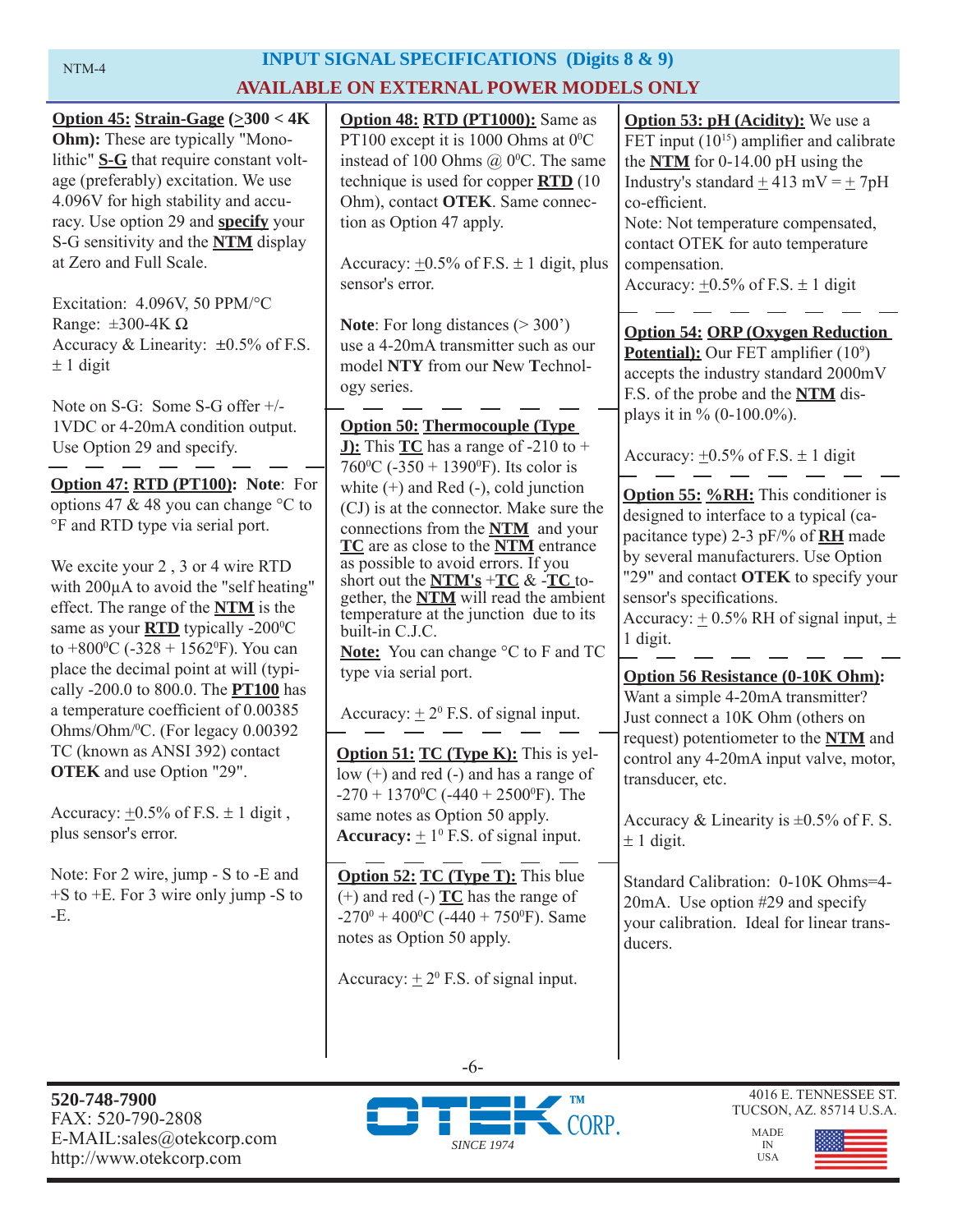## INPUT SIGNAL SPECIFICATIONS (Digits 8 & 9)
## AVAILABLE ON EXTERNAL POWER MODELS ONLY

**Option 45: Strain-Gage (≥300 < 4K Ohm):** These are typically "Monolithic" **S-G** that require constant voltage (preferably) excitation. We use 4.096V for high stability and accuracy. Use option 29 and **specify** your S-G sensitivity and the **NTM** display at Zero and Full Scale.

Excitation: 4.096V, 50 PPM/°C
Range: ±300-4K Ω
Accuracy & Linearity: ±0.5% of F.S. ± 1 digit

Note on S-G: Some S-G offer +/- 1VDC or 4-20mA condition output. Use Option 29 and specify.

---

**Option 47: RTD (PT100): Note**: For options 47 & 48 you can change °C to °F and RTD type via serial port.

We excite your 2 , 3 or 4 wire RTD with 200µA to avoid the "self heating" effect. The range of the **NTM** is the same as your **RTD** typically -200°C to +800°C (-328 + 1562°F). You can place the decimal point at will (typically -200.0 to 800.0. The **PT100** has a temperature coefficient of 0.00385 Ohms/Ohm/°C. (For legacy 0.00392 TC (known as ANSI 392) contact **OTEK** and use Option "29".

Accuracy: ±0.5% of F.S. ± 1 digit , plus sensor's error.

Note: For 2 wire, jump - S to -E and +S to +E. For 3 wire only jump -S to -E.

**Option 48: RTD (PT1000):** Same as PT100 except it is 1000 Ohms at 0°C instead of 100 Ohms @ 0°C. The same technique is used for copper **RTD** (10 Ohm), contact **OTEK**. Same connection as Option 47 apply.

Accuracy: ±0.5% of F.S. ± 1 digit, plus sensor's error.

**Note**: For long distances (> 300') use a 4-20mA transmitter such as our model **NTY** from our **N**ew **T**echnology series.

---

**Option 50: Thermocouple (Type J):** This **TC** has a range of -210 to + 760°C (-350 + 1390°F). Its color is white (+) and Red (-), cold junction (CJ) is at the connector. Make sure the connections from the **NTM** and your **TC** are as close to the **NTM** entrance as possible to avoid errors. If you short out the **NTM's** +**TC** & -**TC** together, the **NTM** will read the ambient temperature at the junction due to its built-in C.J.C.

**Note:** You can change °C to F and TC type via serial port.

Accuracy: ± 2° F.S. of signal input.

---

**Option 51: TC (Type K):** This is yellow (+) and red (-) and has a range of -270 + 1370°C (-440 + 2500°F). The same notes as Option 50 apply.
**Accuracy:** ± 1° F.S. of signal input.

---

**Option 52: TC (Type T):** This blue (+) and red (-) **TC** has the range of -270° + 400°C (-440 + 750°F). Same notes as Option 50 apply.

Accuracy: ± 2° F.S. of signal input.

**Option 53: pH (Acidity):** We use a FET input ($10^{15}$) amplifier and calibrate the **NTM** for 0-14.00 pH using the Industry's standard ± 413 mV = ± 7pH co-efficient.
Note: Not temperature compensated, contact OTEK for auto temperature compensation.
Accuracy: ±0.5% of F.S. ± 1 digit

---

**Option 54: ORP (Oxygen Reduction Potential):** Our FET amplifier ($10^9$) accepts the industry standard 2000mV F.S. of the probe and the **NTM** displays it in % (0-100.0%).

Accuracy: ±0.5% of F.S. ± 1 digit

---

**Option 55: %RH:** This conditioner is designed to interface to a typical (capacitance type) 2-3 pF/% of **RH** made by several manufacturers. Use Option "29" and contact **OTEK** to specify your sensor's specifications.
Accuracy: ± 0.5% RH of signal input, ± 1 digit.

---

**Option 56 Resistance (0-10K Ohm):** Want a simple 4-20mA transmitter? Just connect a 10K Ohm (others on request) potentiometer to the **NTM** and control any 4-20mA input valve, motor, transducer, etc.

Accuracy & Linearity is ±0.5% of F. S. ± 1 digit.

Standard Calibration: 0-10K Ohms=4-20mA. Use option #29 and specify your calibration. Ideal for linear transducers.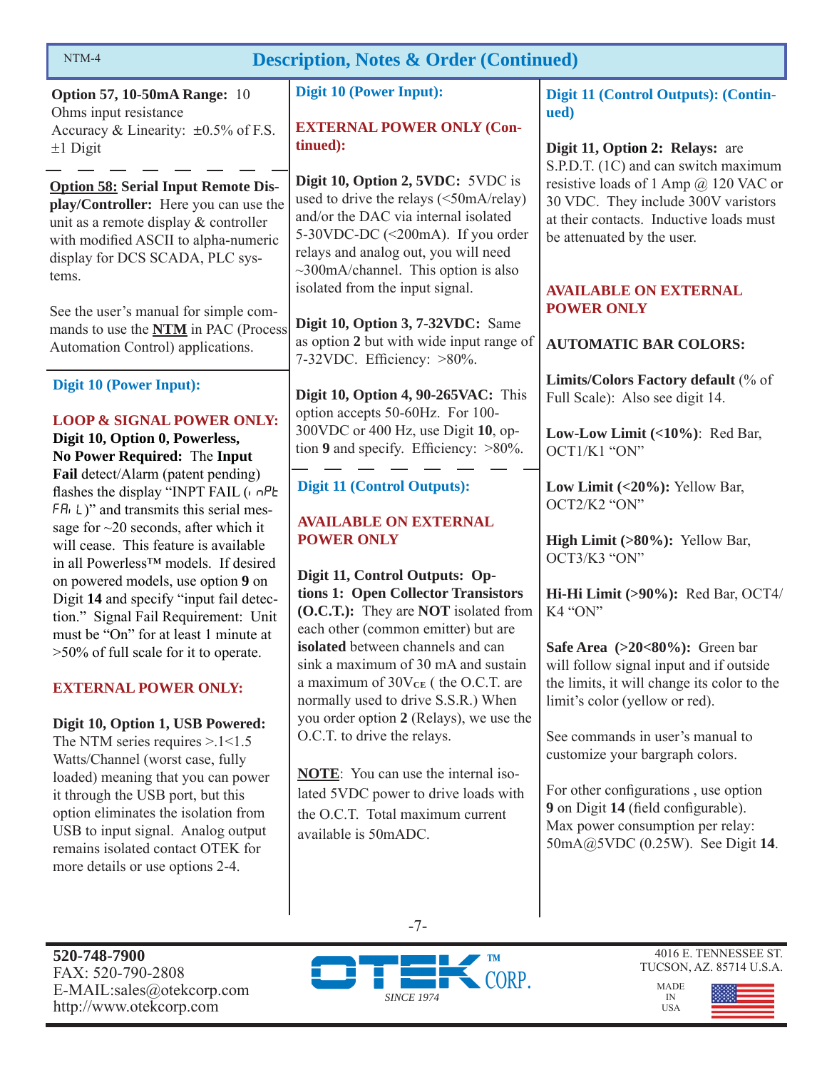## Description, Notes & Order (Continued)

**Option 57, 10-50mA Range:** 10 Ohms input resistance
Accuracy & Linearity: ±0.5% of F.S. ±1 Digit

---

**Option 58: Serial Input Remote Display/Controller:** Here you can use the unit as a remote display & controller with modified ASCII to alpha-numeric display for DCS SCADA, PLC systems.

See the user's manual for simple commands to use the **NTM** in PAC (Process Automation Control) applications.

### Digit 10 (Power Input):

**LOOP & SIGNAL POWER ONLY:**

**Digit 10, Option 0, Powerless, No Power Required:** The **Input Fail** detect/Alarm (patent pending) flashes the display "INPT FAIL (inPt FAiL)" and transmits this serial message for ~20 seconds, after which it will cease. This feature is available in all Powerless™ models. If desired on powered models, use option **9** on Digit **14** and specify "input fail detection." Signal Fail Requirement: Unit must be "On" for at least 1 minute at >50% of full scale for it to operate.

**EXTERNAL POWER ONLY:**

**Digit 10, Option 1, USB Powered:** The NTM series requires >.1<1.5 Watts/Channel (worst case, fully loaded) meaning that you can power it through the USB port, but this option eliminates the isolation from USB to input signal. Analog output remains isolated contact OTEK for more details or use options 2-4.

### Digit 10 (Power Input):

**EXTERNAL POWER ONLY (Continued):**

**Digit 10, Option 2, 5VDC:** 5VDC is used to drive the relays (<50mA/relay) and/or the DAC via internal isolated 5-30VDC-DC (<200mA). If you order relays and analog out, you will need ~300mA/channel. This option is also isolated from the input signal.

**Digit 10, Option 3, 7-32VDC:** Same as option **2** but with wide input range of 7-32VDC. Efficiency: >80%.

**Digit 10, Option 4, 90-265VAC:** This option accepts 50-60Hz. For 100-300VDC or 400 Hz, use Digit **10**, option **9** and specify. Efficiency: >80%.

---

### Digit 11 (Control Outputs):

**AVAILABLE ON EXTERNAL POWER ONLY**

**Digit 11, Control Outputs: Options 1: Open Collector Transistors (O.C.T.):** They are **NOT** isolated from each other (common emitter) but are **isolated** between channels and can sink a maximum of 30 mA and sustain a maximum of $30V_{CE}$ ( the O.C.T. are normally used to drive S.S.R.) When you order option **2** (Relays), we use the O.C.T. to drive the relays.

**NOTE**: You can use the internal isolated 5VDC power to drive loads with the O.C.T. Total maximum current available is 50mADC.

### Digit 11 (Control Outputs): (Continued)

**Digit 11, Option 2: Relays:** are S.P.D.T. (1C) and can switch maximum resistive loads of 1 Amp @ 120 VAC or 30 VDC. They include 300V varistors at their contacts. Inductive loads must be attenuated by the user.

**AVAILABLE ON EXTERNAL POWER ONLY**

**AUTOMATIC BAR COLORS:**

**Limits/Colors Factory default** (% of Full Scale): Also see digit 14.

**Low-Low Limit (<10%)**: Red Bar, OCT1/K1 "ON"

**Low Limit (<20%):** Yellow Bar, OCT2/K2 "ON"

**High Limit (>80%):** Yellow Bar, OCT3/K3 "ON"

**Hi-Hi Limit (>90%):** Red Bar, OCT4/K4 "ON"

**Safe Area (>20<80%):** Green bar will follow signal input and if outside the limits, it will change its color to the limit's color (yellow or red).

See commands in user's manual to customize your bargraph colors.

For other configurations , use option **9** on Digit **14** (field configurable). Max power consumption per relay: 50mA@5VDC (0.25W). See Digit **14**.

**520-748-7900**
FAX: 520-790-2808
E-MAIL:sales@otekcorp.com
http://www.otekcorp.com

OTEK™ CORP. SINCE 1974

4016 E. TENNESSEE ST.
TUCSON, AZ. 85714 U.S.A.
MADE IN USA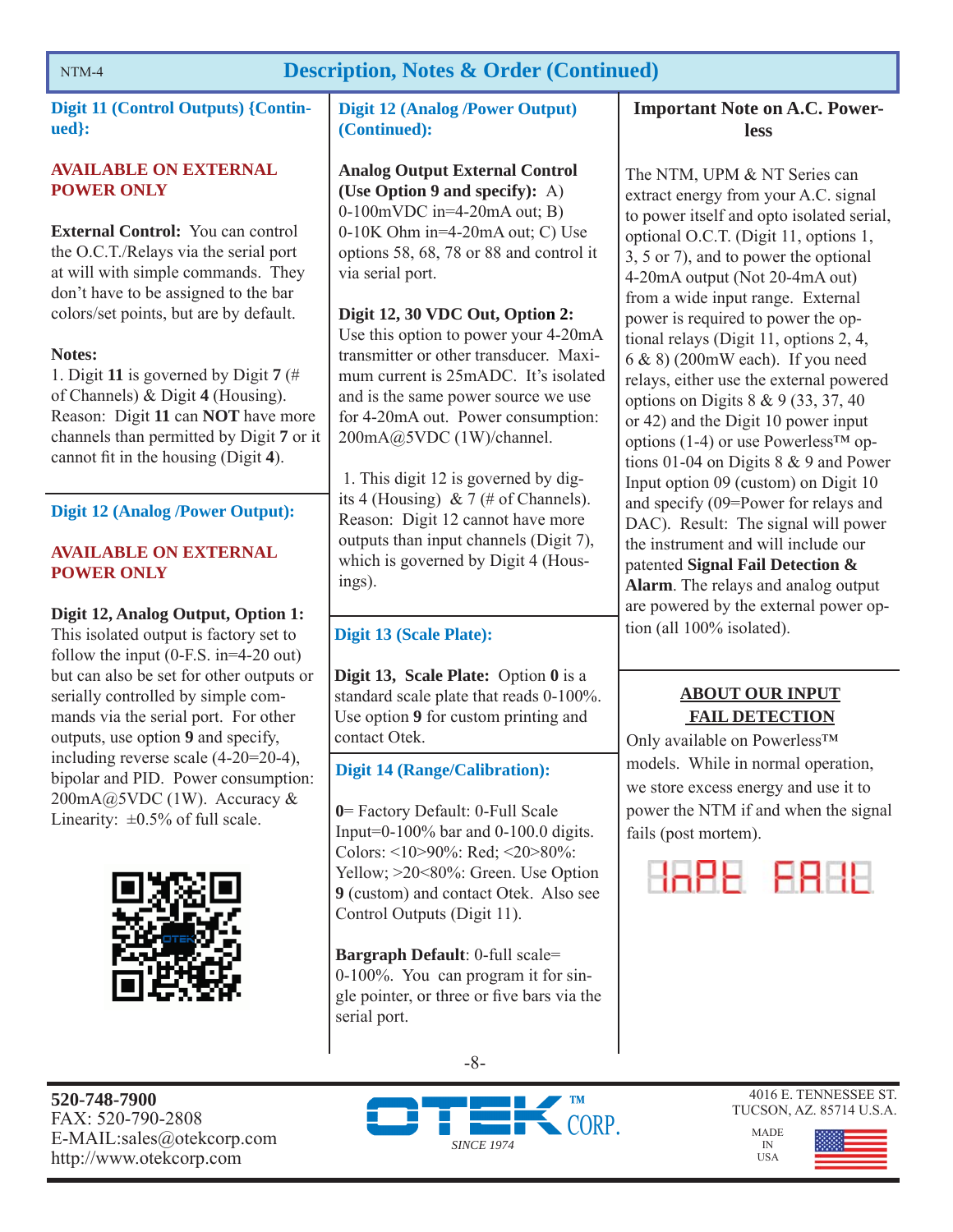## Description, Notes & Order (Continued)

### Digit 11 (Control Outputs) {Continued}:

**AVAILABLE ON EXTERNAL POWER ONLY**

**External Control:** You can control the O.C.T./Relays via the serial port at will with simple commands. They don't have to be assigned to the bar colors/set points, but are by default.

**Notes:**
1. Digit **11** is governed by Digit **7** (# of Channels) & Digit **4** (Housing). Reason: Digit **11** can **NOT** have more channels than permitted by Digit **7** or it cannot fit in the housing (Digit **4**).

### Digit 12 (Analog /Power Output):

**AVAILABLE ON EXTERNAL POWER ONLY**

**Digit 12, Analog Output, Option 1:** This isolated output is factory set to follow the input (0-F.S. in=4-20 out) but can also be set for other outputs or serially controlled by simple commands via the serial port. For other outputs, use option **9** and specify, including reverse scale (4-20=20-4), bipolar and PID. Power consumption: 200mA@5VDC (1W). Accuracy & Linearity: ±0.5% of full scale.

### Digit 12 (Analog /Power Output) (Continued):

**Analog Output External Control (Use Option 9 and specify):** A) 0-100mVDC in=4-20mA out; B) 0-10K Ohm in=4-20mA out; C) Use options 58, 68, 78 or 88 and control it via serial port.

**Digit 12, 30 VDC Out, Option 2:** Use this option to power your 4-20mA transmitter or other transducer. Maximum current is 25mADC. It's isolated and is the same power source we use for 4-20mA out. Power consumption: 200mA@5VDC (1W)/channel.

1. This digit 12 is governed by digits 4 (Housing) & 7 (# of Channels). Reason: Digit 12 cannot have more outputs than input channels (Digit 7), which is governed by Digit 4 (Housings).

### Digit 13 (Scale Plate):

**Digit 13, Scale Plate:** Option **0** is a standard scale plate that reads 0-100%. Use option **9** for custom printing and contact Otek.

### Digit 14 (Range/Calibration):

**0**= Factory Default: 0-Full Scale Input=0-100% bar and 0-100.0 digits. Colors: <10>90%: Red; <20>80%: Yellow; >20<80%: Green. Use Option **9** (custom) and contact Otek. Also see Control Outputs (Digit 11).

**Bargraph Default**: 0-full scale= 0-100%. You can program it for single pointer, or three or five bars via the serial port.

### Important Note on A.C. Powerless

The NTM, UPM & NT Series can extract energy from your A.C. signal to power itself and opto isolated serial, optional O.C.T. (Digit 11, options 1, 3, 5 or 7), and to power the optional 4-20mA output (Not 20-4mA out) from a wide input range. External power is required to power the optional relays (Digit 11, options 2, 4, 6 & 8) (200mW each). If you need relays, either use the external powered options on Digits 8 & 9 (33, 37, 40 or 42) and the Digit 10 power input options (1-4) or use Powerless™ options 01-04 on Digits 8 & 9 and Power Input option 09 (custom) on Digit 10 and specify (09=Power for relays and DAC). Result: The signal will power the instrument and will include our patented **Signal Fail Detection & Alarm**. The relays and analog output are powered by the external power option (all 100% isolated).

### ABOUT OUR INPUT FAIL DETECTION

Only available on Powerless™ models. While in normal operation, we store excess energy and use it to power the NTM if and when the signal fails (post mortem).

InPt FAIL

520-748-7900
FAX: 520-790-2808
E-MAIL:sales@otekcorp.com
http://www.otekcorp.com

OTEK™ CORP. SINCE 1974

4016 E. TENNESSEE ST.
TUCSON, AZ. 85714 U.S.A.
MADE IN USA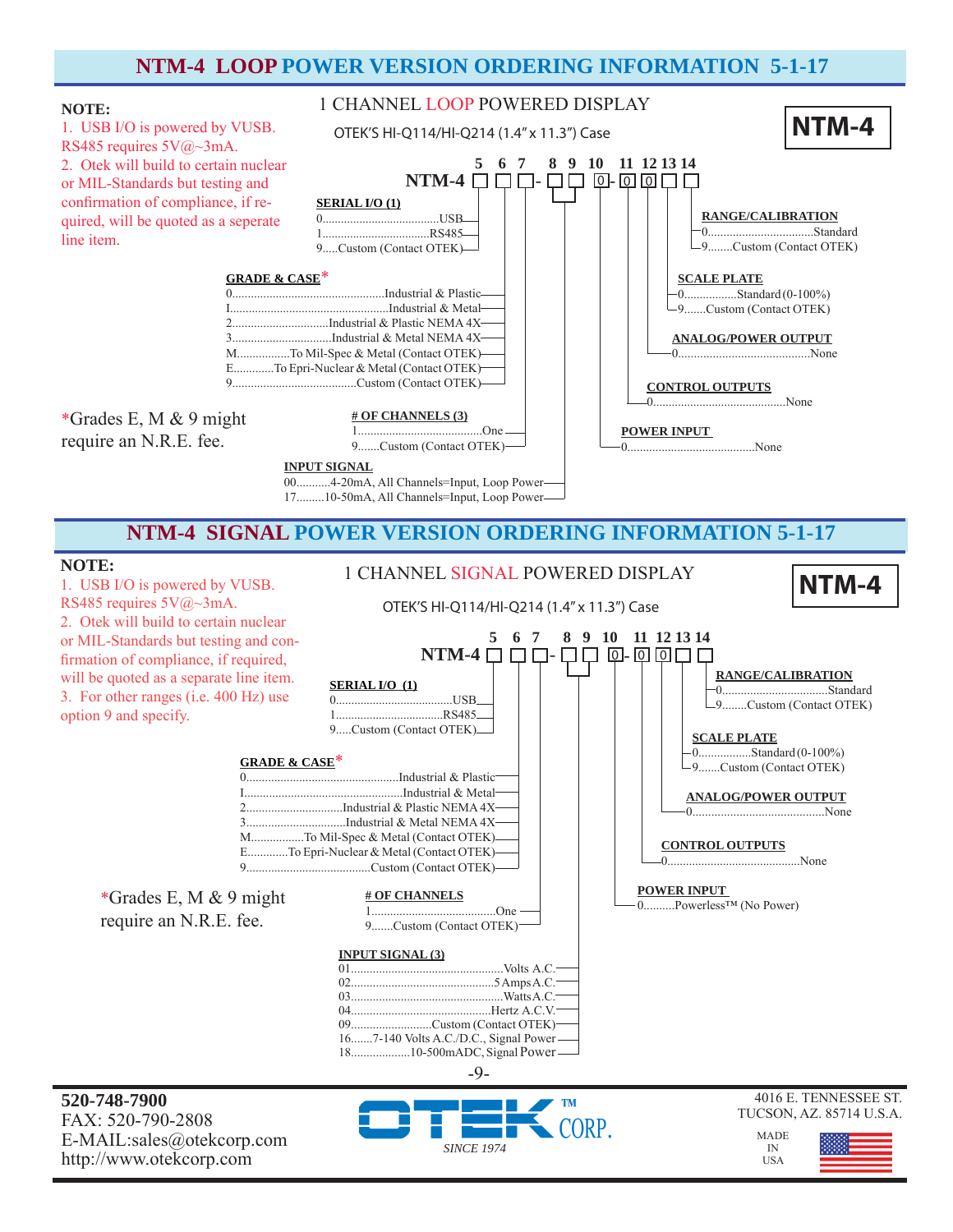# NTM-4 LOOP POWER VERSION ORDERING INFORMATION 5-1-17

**NOTE:**

1. USB I/O is powered by VUSB. RS485 requires 5V@~3mA.
2. Otek will build to certain nuclear or MIL-Standards but testing and confirmation of compliance, if required, will be quoted as a seperate line item.

## 1 CHANNEL LOOP POWERED DISPLAY

OTEK'S HI-Q114/HI-Q214 (1.4" x 11.3") Case

**NTM-4**

```
        5  6  7    8  9  10   11 12 13 14
NTM-4  [ ][ ][ ]- [ ][ ] [0]- [0][0][ ][ ]
```

**SERIAL I/O (1)**
- 0.....USB
- 1.....RS485
- 9.....Custom (Contact OTEK)

**GRADE & CASE***
- 0.....Industrial & Plastic
- I.....Industrial & Metal
- 2.....Industrial & Plastic NEMA 4X
- 3.....Industrial & Metal NEMA 4X
- M.....To Mil-Spec & Metal (Contact OTEK)
- E.....To Epri-Nuclear & Metal (Contact OTEK)
- 9.....Custom (Contact OTEK)

*Grades E, M & 9 might require an N.R.E. fee.

**# OF CHANNELS (3)**
- 1.....One
- 9.....Custom (Contact OTEK)

**INPUT SIGNAL**
- 00.....4-20mA, All Channels=Input, Loop Power
- 17.....10-50mA, All Channels=Input, Loop Power

**RANGE/CALIBRATION**
- 0.....Standard
- 9.....Custom (Contact OTEK)

**SCALE PLATE**
- 0.....Standard (0-100%)
- 9.....Custom (Contact OTEK)

**ANALOG/POWER OUTPUT**
- 0.....None

**CONTROL OUTPUTS**
- 0.....None

**POWER INPUT**
- 0.....None

# NTM-4 SIGNAL POWER VERSION ORDERING INFORMATION 5-1-17

**NOTE:**

1. USB I/O is powered by VUSB. RS485 requires 5V@~3mA.
2. Otek will build to certain nuclear or MIL-Standards but testing and confirmation of compliance, if required, will be quoted as a separate line item.
3. For other ranges (i.e. 400 Hz) use option 9 and specify.

## 1 CHANNEL SIGNAL POWERED DISPLAY

OTEK'S HI-Q114/HI-Q214 (1.4" x 11.3") Case

**NTM-4**

```
        5  6  7    8  9  10   11 12 13 14
NTM-4  [ ][ ][ ]- [ ][ ] [0]- [0][0][ ][ ]
```

**SERIAL I/O (1)**
- 0.....USB
- 1.....RS485
- 9.....Custom (Contact OTEK)

**GRADE & CASE***
- 0.....Industrial & Plastic
- I.....Industrial & Metal
- 2.....Industrial & Plastic NEMA 4X
- 3.....Industrial & Metal NEMA 4X
- M.....To Mil-Spec & Metal (Contact OTEK)
- E.....To Epri-Nuclear & Metal (Contact OTEK)
- 9.....Custom (Contact OTEK)

*Grades E, M & 9 might require an N.R.E. fee.

**# OF CHANNELS**
- 1.....One
- 9.....Custom (Contact OTEK)

**INPUT SIGNAL (3)**
- 01.....Volts A.C.
- 02.....5 Amps A.C.
- 03.....Watts A.C.
- 04.....Hertz A.C.V.
- 09.....Custom (Contact OTEK)
- 16.....7-140 Volts A.C./D.C., Signal Power
- 18.....10-500mADC, Signal Power

**RANGE/CALIBRATION**
- 0.....Standard
- 9.....Custom (Contact OTEK)

**SCALE PLATE**
- 0.....Standard (0-100%)
- 9.....Custom (Contact OTEK)

**ANALOG/POWER OUTPUT**
- 0.....None

**CONTROL OUTPUTS**
- 0.....None

**POWER INPUT**
- 0.....Powerless™ (No Power)

**520-748-7900**
FAX: 520-790-2808
E-MAIL:sales@otekcorp.com
http://www.otekcorp.com

OTEK™ CORP. SINCE 1974

4016 E. TENNESSEE ST.
TUCSON, AZ. 85714 U.S.A.

MADE IN USA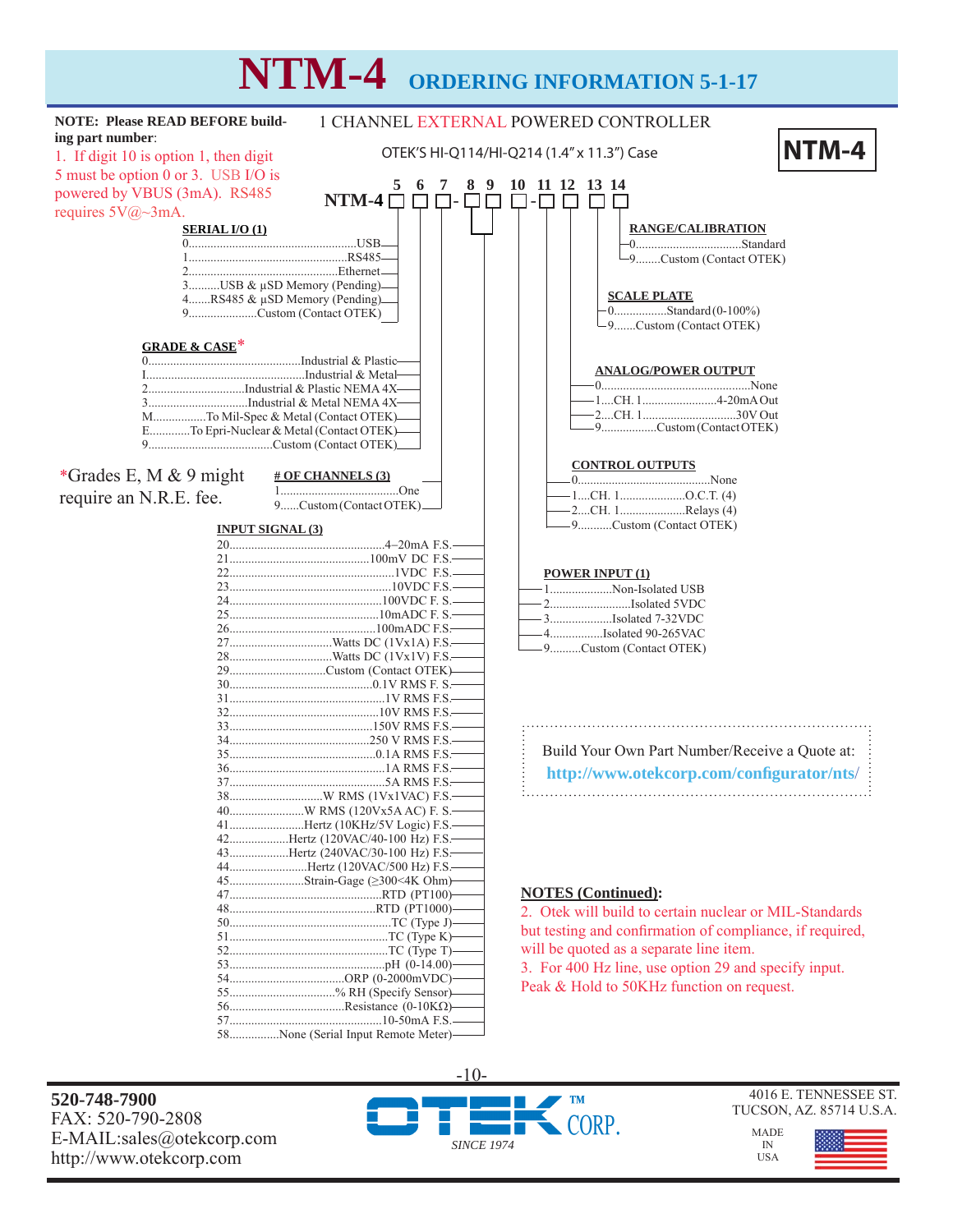# NTM-4 ORDERING INFORMATION 5-1-17

**NOTE: Please READ BEFORE building part number**:

1. If digit 10 is option 1, then digit 5 must be option 0 or 3. USB I/O is powered by VBUS (3mA). RS485 requires 5V@~3mA.

1 CHANNEL EXTERNAL POWERED CONTROLLER

OTEK'S HI-Q114/HI-Q214 (1.4" x 11.3") Case

**NTM-4**

NTM-4 ☐ ☐ ☐ - ☐ ☐ ☐ - ☐ ☐ ☐ ☐

(Digits: 5, 6, 7 - 8, 9, 10 - 11, 12, 13, 14)

### SERIAL I/O (1)

- 0 ............ USB
- 1 ............ RS485
- 2 ............ Ethernet
- 3 ............ USB & µSD Memory (Pending)
- 4 ............ RS485 & µSD Memory (Pending)
- 9 ............ Custom (Contact OTEK)

### GRADE & CASE*

- 0 ............ Industrial & Plastic
- I ............ Industrial & Metal
- 2 ............ Industrial & Plastic NEMA 4X
- 3 ............ Industrial & Metal NEMA 4X
- M ............ To Mil-Spec & Metal (Contact OTEK)
- E ............ To Epri-Nuclear & Metal (Contact OTEK)
- 9 ............ Custom (Contact OTEK)

*Grades E, M & 9 might require an N.R.E. fee.

### # OF CHANNELS (3)

- 1 ............ One
- 9 ............ Custom (Contact OTEK)

### INPUT SIGNAL (3)

- 20 ............ 4–20mA F.S.
- 21 ............ 100mV DC F.S.
- 22 ............ 1VDC F.S.
- 23 ............ 10VDC F.S.
- 24 ............ 100VDC F. S.
- 25 ............ 10mADC F. S.
- 26 ............ 100mADC F.S.
- 27 ............ Watts DC (1Vx1A) F.S.
- 28 ............ Watts DC (1Vx1V) F.S.
- 29 ............ Custom (Contact OTEK)
- 30 ............ 0.1V RMS F. S.
- 31 ............ 1V RMS F.S.
- 32 ............ 10V RMS F.S.
- 33 ............ 150V RMS F.S.
- 34 ............ 250 V RMS F.S.
- 35 ............ 0.1A RMS F.S.
- 36 ............ 1A RMS F.S.
- 37 ............ 5A RMS F.S.
- 38 ............ W RMS (1Vx1VAC) F.S.
- 40 ............ W RMS (120Vx5A AC) F. S.
- 41 ............ Hertz (10KHz/5V Logic) F.S.
- 42 ............ Hertz (120VAC/40-100 Hz) F.S.
- 43 ............ Hertz (240VAC/30-100 Hz) F.S.
- 44 ............ Hertz (120VAC/500 Hz) F.S.
- 45 ............ Strain-Gage (≥300<4K Ohm)
- 47 ............ RTD (PT100)
- 48 ............ RTD (PT1000)
- 50 ............ TC (Type J)
- 51 ............ TC (Type K)
- 52 ............ TC (Type T)
- 53 ............ pH (0-14.00)
- 54 ............ ORP (0-2000mVDC)
- 55 ............ % RH (Specify Sensor)
- 56 ............ Resistance (0-10KΩ)
- 57 ............ 10-50mA F.S.
- 58 ............ None (Serial Input Remote Meter)

### RANGE/CALIBRATION

- 0 ............ Standard
- 9 ............ Custom (Contact OTEK)

### SCALE PLATE

- 0 ............ Standard (0-100%)
- 9 ............ Custom (Contact OTEK)

### ANALOG/POWER OUTPUT

- 0 ............ None
- 1 ....CH. 1 ............ 4-20mA Out
- 2 ....CH. 1 ............ 30V Out
- 9 ............ Custom (Contact OTEK)

### CONTROL OUTPUTS

- 0 ............ None
- 1 ....CH. 1 ............ O.C.T. (4)
- 2 ....CH. 1 ............ Relays (4)
- 9 ............ Custom (Contact OTEK)

### POWER INPUT (1)

- 1 ............ Non-Isolated USB
- 2 ............ Isolated 5VDC
- 3 ............ Isolated 7-32VDC
- 4 ............ Isolated 90-265VAC
- 9 ............ Custom (Contact OTEK)

Build Your Own Part Number/Receive a Quote at: http://www.otekcorp.com/configurator/nts/

### NOTES (Continued):

2. Otek will build to certain nuclear or MIL-Standards but testing and confirmation of compliance, if required, will be quoted as a separate line item.
3. For 400 Hz line, use option 29 and specify input. Peak & Hold to 50KHz function on request.

**520-748-7900**
FAX: 520-790-2808
E-MAIL:sales@otekcorp.com
http://www.otekcorp.com

OTEK™ CORP. SINCE 1974

4016 E. TENNESSEE ST.
TUCSON, AZ. 85714 U.S.A.

MADE IN USA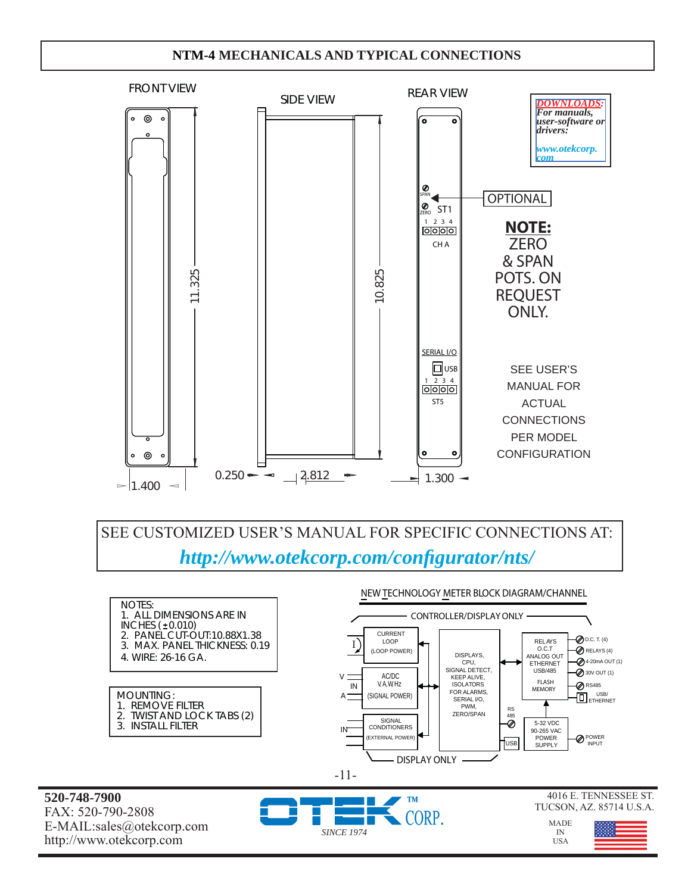# NTM-4 MECHANICALS AND TYPICAL CONNECTIONS

FRONT VIEW

SIDE VIEW

REAR VIEW

11.325

10.825

1.400

0.250

2.812

1.300

SPAN

ZERO

ST1

1 2 3 4

CH A

SERIAL I/O

USB

1 2 3 4

ST5

OPTIONAL

*DOWNLOADS:* *For manuals, user-software or drivers:*

*www.otekcorp.com*

**NOTE:** ZERO & SPAN POTS. ON REQUEST ONLY.

SEE USER'S MANUAL FOR ACTUAL CONNECTIONS PER MODEL CONFIGURATION

SEE CUSTOMIZED USER'S MANUAL FOR SPECIFIC CONNECTIONS AT:

***http://www.otekcorp.com/configurator/nts/***

NOTES:
1. ALL DIMENSIONS ARE IN INCHES (±0.010)
2. PANEL CUT-OUT:10.88X1.38
3. MAX. PANEL THICKNESS: 0.19
4. WIRE: 26-16 GA.

MOUNTING:
1. REMOVE FILTER
2. TWIST AND LOCK TABS (2)
3. INSTALL FILTER

NEW TECHNOLOGY METER BLOCK DIAGRAM/CHANNEL

CONTROLLER/DISPLAY ONLY

I

CURRENT LOOP (LOOP POWER)

V

IN

A

AC/DC V,A,W,Hz (SIGNAL POWER)

IN

SIGNAL CONDITIONERS (EXTERNAL POWER)

DISPLAYS, CPU, SIGNAL DETECT, KEEP ALIVE, ISOLATORS FOR ALARMS, SERIAL I/O, PWM, ZERO/SPAN

RS 485

USB

RELAYS O.C.T ANALOG OUT ETHERNET USB/485

FLASH MEMORY

5-32 VDC 90-265 VAC POWER SUPPLY

O.C. T. (4)

RELAYS (4)

4-20mA OUT (1)

30V OUT (1)

RS485

USB/ ETHERNET

POWER INPUT

DISPLAY ONLY

**520-748-7900**
FAX: 520-790-2808
E-MAIL:sales@otekcorp.com
http://www.otekcorp.com

OTEK™ CORP.
*SINCE 1974*

4016 E. TENNESSEE ST.
TUCSON, AZ. 85714 U.S.A.

MADE IN USA